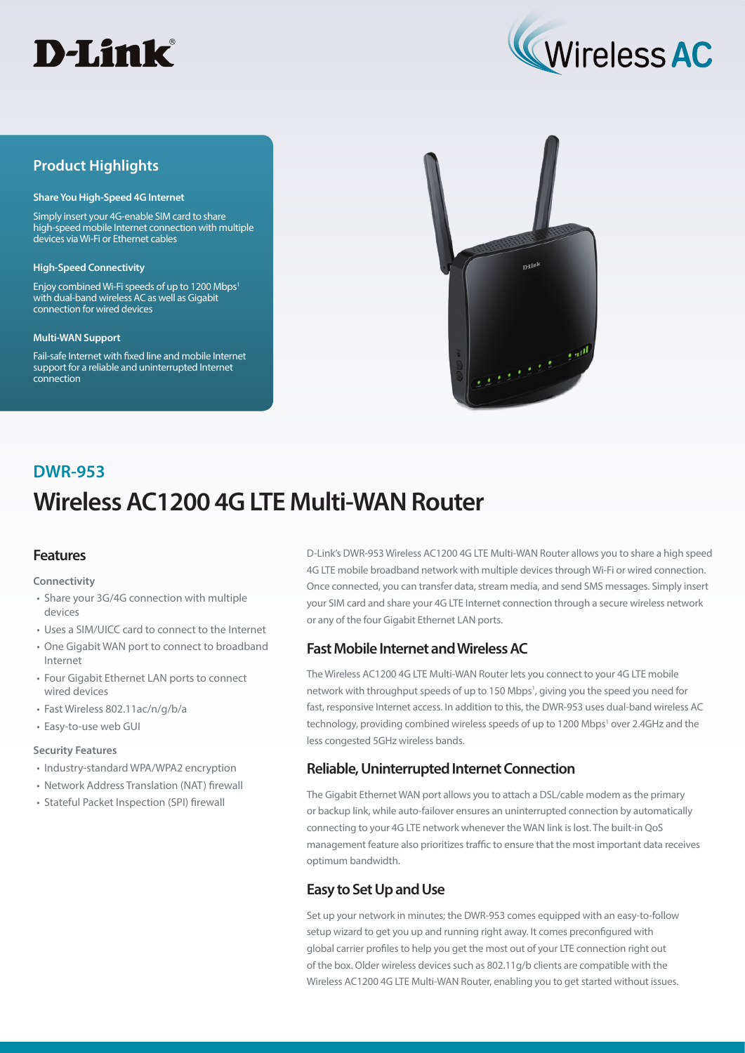D-Link

Wireless AC

## Product Highlights

**Share You High-Speed 4G Internet**

Simply insert your 4G-enable SIM card to share high-speed mobile Internet connection with multiple devices via Wi-Fi or Ethernet cables

**High-Speed Connectivity**

Enjoy combined Wi-Fi speeds of up to 1200 Mbps[1] with dual-band wireless AC as well as Gigabit connection for wired devices

**Multi-WAN Support**

Fail-safe Internet with fixed line and mobile Internet support for a reliable and uninterrupted Internet connection

## DWR-953

# Wireless AC1200 4G LTE Multi-WAN Router

## Features

**Connectivity**

- Share your 3G/4G connection with multiple devices
- Uses a SIM/UICC card to connect to the Internet
- One Gigabit WAN port to connect to broadband Internet
- Four Gigabit Ethernet LAN ports to connect wired devices
- Fast Wireless 802.11ac/n/g/b/a
- Easy-to-use web GUI

**Security Features**

- Industry-standard WPA/WPA2 encryption
- Network Address Translation (NAT) firewall
- Stateful Packet Inspection (SPI) firewall

D-Link's DWR-953 Wireless AC1200 4G LTE Multi-WAN Router allows you to share a high speed 4G LTE mobile broadband network with multiple devices through Wi-Fi or wired connection. Once connected, you can transfer data, stream media, and send SMS messages. Simply insert your SIM card and share your 4G LTE Internet connection through a secure wireless network or any of the four Gigabit Ethernet LAN ports.

## Fast Mobile Internet and Wireless AC

The Wireless AC1200 4G LTE Multi-WAN Router lets you connect to your 4G LTE mobile network with throughput speeds of up to 150 Mbps[1], giving you the speed you need for fast, responsive Internet access. In addition to this, the DWR-953 uses dual-band wireless AC technology, providing combined wireless speeds of up to 1200 Mbps[1] over 2.4GHz and the less congested 5GHz wireless bands.

## Reliable, Uninterrupted Internet Connection

The Gigabit Ethernet WAN port allows you to attach a DSL/cable modem as the primary or backup link, while auto-failover ensures an uninterrupted connection by automatically connecting to your 4G LTE network whenever the WAN link is lost. The built-in QoS management feature also prioritizes traffic to ensure that the most important data receives optimum bandwidth.

## Easy to Set Up and Use

Set up your network in minutes; the DWR-953 comes equipped with an easy-to-follow setup wizard to get you up and running right away. It comes preconfigured with global carrier profiles to help you get the most out of your LTE connection right out of the box. Older wireless devices such as 802.11g/b clients are compatible with the Wireless AC1200 4G LTE Multi-WAN Router, enabling you to get started without issues.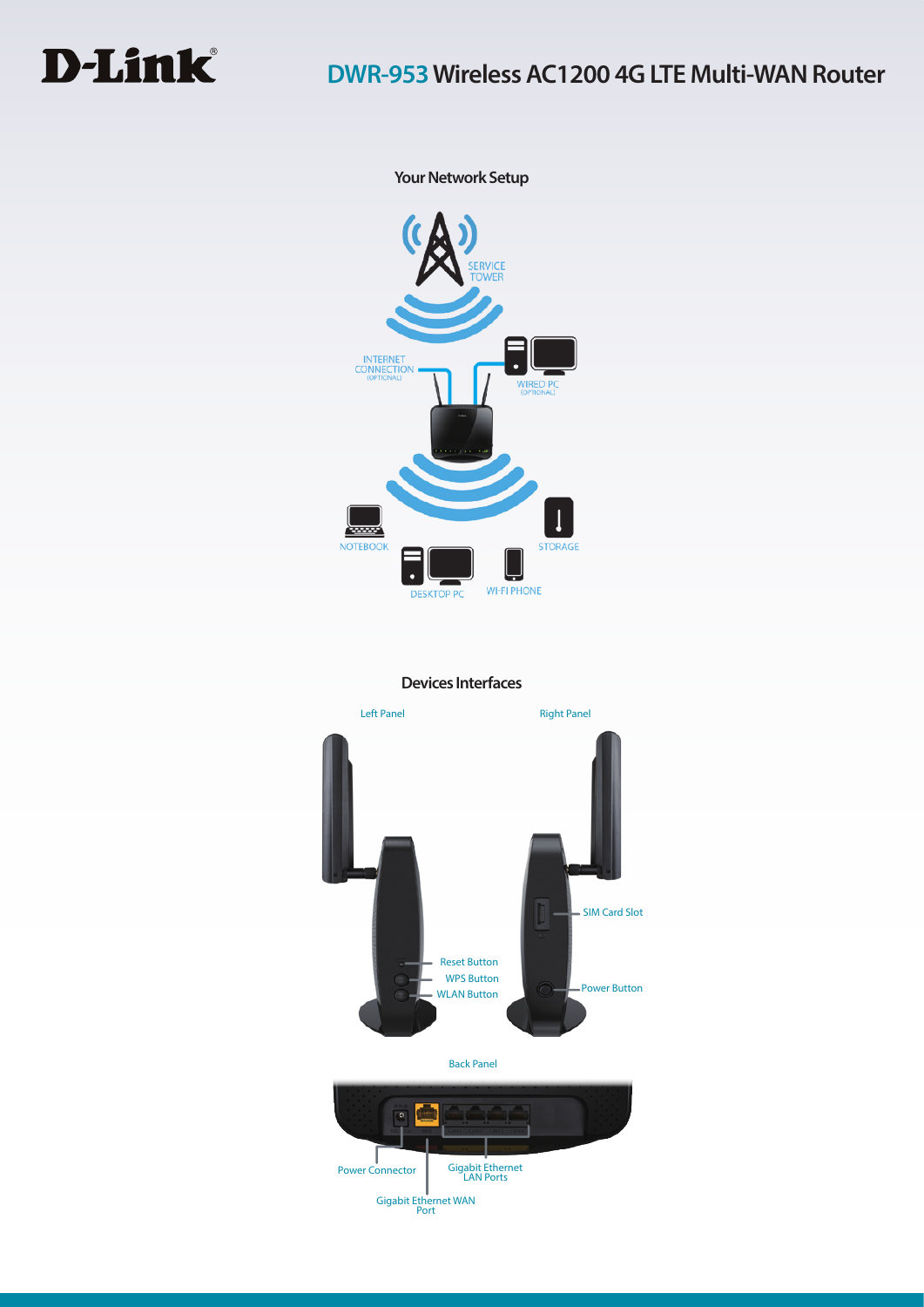# D-Link

## DWR-953 Wireless AC1200 4G LTE Multi-WAN Router

### Your Network Setup

SERVICE TOWER

INTERNET CONNECTION (OPTIONAL)

WIRED PC (OPTIONAL)

NOTEBOOK

STORAGE

DESKTOP PC

WI-FI PHONE

### Devices Interfaces

**Left Panel**

- Reset Button
- WPS Button
- WLAN Button

**Right Panel**

- SIM Card Slot
- Power Button

**Back Panel**

- Power Connector
- Gigabit Ethernet LAN Ports
- Gigabit Ethernet WAN Port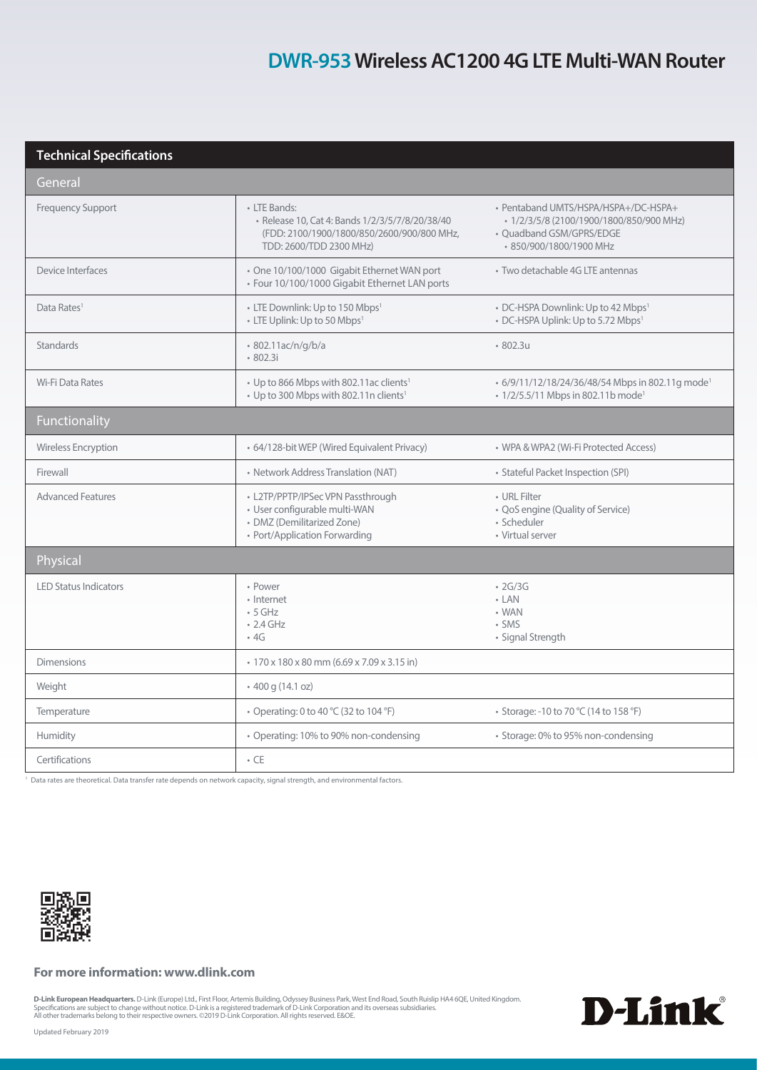# DWR-953 Wireless AC1200 4G LTE Multi-WAN Router

## Technical Specifications

| | | |
|---|---|---|
| **General** | | |
| Frequency Support | • LTE Bands:<br>• Release 10, Cat 4: Bands 1/2/3/5/7/8/20/38/40 (FDD: 2100/1900/1800/850/2600/900/800 MHz, TDD: 2600/TDD 2300 MHz) | • Pentaband UMTS/HSPA/HSPA+/DC-HSPA+<br>• 1/2/3/5/8 (2100/1900/1800/850/900 MHz)<br>• Quadband GSM/GPRS/EDGE<br>• 850/900/1800/1900 MHz |
| Device Interfaces | • One 10/100/1000 Gigabit Ethernet WAN port<br>• Four 10/100/1000 Gigabit Ethernet LAN ports | • Two detachable 4G LTE antennas |
| Data Rates[1] | • LTE Downlink: Up to 150 Mbps[1]<br>• LTE Uplink: Up to 50 Mbps[1] | • DC-HSPA Downlink: Up to 42 Mbps[1]<br>• DC-HSPA Uplink: Up to 5.72 Mbps[1] |
| Standards | • 802.11ac/n/g/b/a<br>• 802.3i | • 802.3u |
| Wi-Fi Data Rates | • Up to 866 Mbps with 802.11ac clients[1]<br>• Up to 300 Mbps with 802.11n clients[1] | • 6/9/11/12/18/24/36/48/54 Mbps in 802.11g mode[1]<br>• 1/2/5.5/11 Mbps in 802.11b mode[1] |
| **Functionality** | | |
| Wireless Encryption | • 64/128-bit WEP (Wired Equivalent Privacy) | • WPA & WPA2 (Wi-Fi Protected Access) |
| Firewall | • Network Address Translation (NAT) | • Stateful Packet Inspection (SPI) |
| Advanced Features | • L2TP/PPTP/IPSec VPN Passthrough<br>• User configurable multi-WAN<br>• DMZ (Demilitarized Zone)<br>• Port/Application Forwarding | • URL Filter<br>• QoS engine (Quality of Service)<br>• Scheduler<br>• Virtual server |
| **Physical** | | |
| LED Status Indicators | • Power<br>• Internet<br>• 5 GHz<br>• 2.4 GHz<br>• 4G | • 2G/3G<br>• LAN<br>• WAN<br>• SMS<br>• Signal Strength |
| Dimensions | • 170 x 180 x 80 mm (6.69 x 7.09 x 3.15 in) | |
| Weight | • 400 g (14.1 oz) | |
| Temperature | • Operating: 0 to 40 °C (32 to 104 °F) | • Storage: -10 to 70 °C (14 to 158 °F) |
| Humidity | • Operating: 10% to 90% non-condensing | • Storage: 0% to 95% non-condensing |
| Certifications | • CE | |

[1] Data rates are theoretical. Data transfer rate depends on network capacity, signal strength, and environmental factors.

**For more information: www.dlink.com**

**D-Link European Headquarters.** D-Link (Europe) Ltd., First Floor, Artemis Building, Odyssey Business Park, West End Road, South Ruislip HA4 6QE, United Kingdom. Specifications are subject to change without notice. D-Link is a registered trademark of D-Link Corporation and its overseas subsidiaries. All other trademarks belong to their respective owners. ©2019 D-Link Corporation. All rights reserved. E&OE.

D-Link®

Updated February 2019